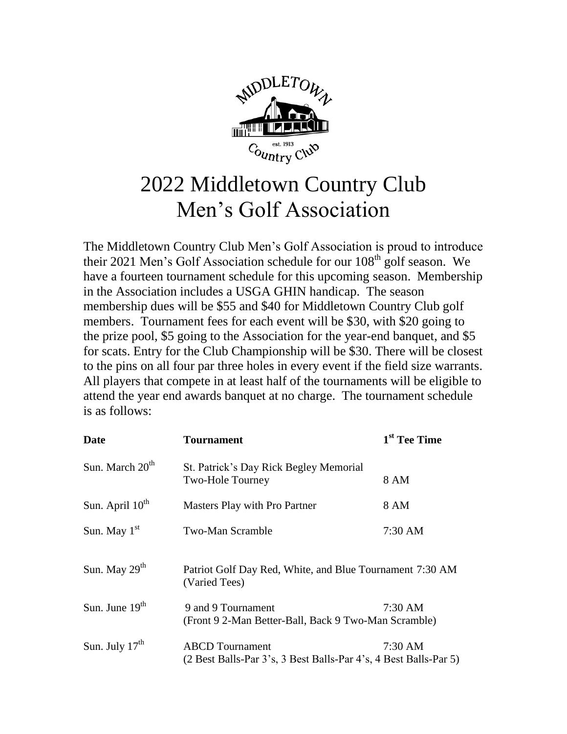# 2022 Middletown Country Club Men's Golf Association

The Middletown Country Club Men's Golf Association is proud to introduce their 2021 Men's Golf Association schedule for our 108th golf season. We have a fourteen tournament schedule for this upcoming season. Membership in the Association includes a USGA GHIN handicap. The season membership dues will be $55 and $40 for Middletown Country Club golf members. Tournament fees for each event will be $30, with $20 going to the prize pool, $5 going to the Association for the year-end banquet, and $5 for scats. Entry for the Club Championship will be $30. There will be closest to the pins on all four par three holes in every event if the field size warrants. All players that compete in at least half of the tournaments will be eligible to attend the year end awards banquet at no charge. The tournament schedule is as follows:

| Date | Tournament | 1st Tee Time |
|---|---|---|
| Sun. March 20th | St. Patrick's Day Rick Begley Memorial Two-Hole Tourney | 8 AM |
| Sun. April 10th | Masters Play with Pro Partner | 8 AM |
| Sun. May 1st | Two-Man Scramble | 7:30 AM |
| Sun. May 29th | Patriot Golf Day Red, White, and Blue Tournament (Varied Tees) | 7:30 AM |
| Sun. June 19th | 9 and 9 Tournament (Front 9 2-Man Better-Ball, Back 9 Two-Man Scramble) | 7:30 AM |
| Sun. July 17th | ABCD Tournament (2 Best Balls-Par 3's, 3 Best Balls-Par 4's, 4 Best Balls-Par 5) | 7:30 AM |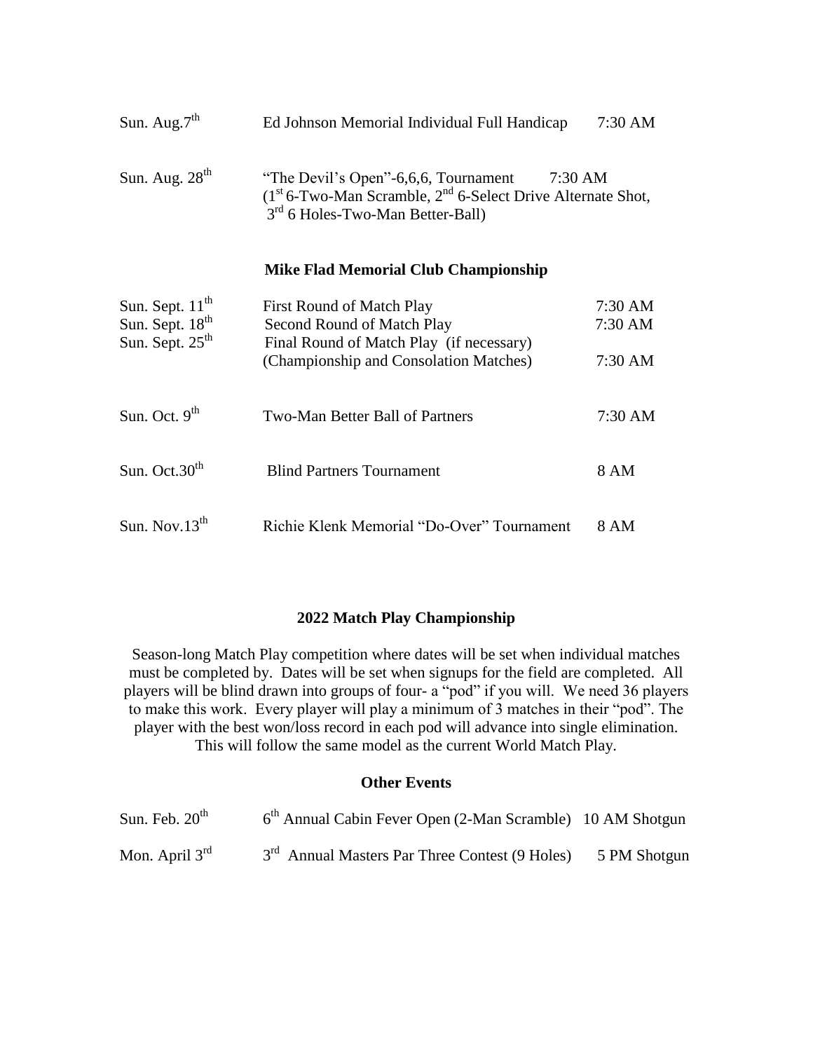| | | |
|---|---|---|
| Sun. Aug.7th | Ed Johnson Memorial Individual Full Handicap | 7:30 AM |
| Sun. Aug. 28th | "The Devil's Open"-6,6,6, Tournament (1st 6-Two-Man Scramble, 2nd 6-Select Drive Alternate Shot, 3rd 6 Holes-Two-Man Better-Ball) | 7:30 AM |

### Mike Flad Memorial Club Championship

| | | |
|---|---|---|
| Sun. Sept. 11th | First Round of Match Play | 7:30 AM |
| Sun. Sept. 18th | Second Round of Match Play | 7:30 AM |
| Sun. Sept. 25th | Final Round of Match Play (if necessary) (Championship and Consolation Matches) | 7:30 AM |
| Sun. Oct. 9th | Two-Man Better Ball of Partners | 7:30 AM |
| Sun. Oct.30th | Blind Partners Tournament | 8 AM |
| Sun. Nov.13th | Richie Klenk Memorial "Do-Over" Tournament | 8 AM |

### 2022 Match Play Championship

Season-long Match Play competition where dates will be set when individual matches must be completed by. Dates will be set when signups for the field are completed. All players will be blind drawn into groups of four- a "pod" if you will. We need 36 players to make this work. Every player will play a minimum of 3 matches in their "pod". The player with the best won/loss record in each pod will advance into single elimination. This will follow the same model as the current World Match Play.

### Other Events

| | | |
|---|---|---|
| Sun. Feb. 20th | 6th Annual Cabin Fever Open (2-Man Scramble) | 10 AM Shotgun |
| Mon. April 3rd | 3rd Annual Masters Par Three Contest (9 Holes) | 5 PM Shotgun |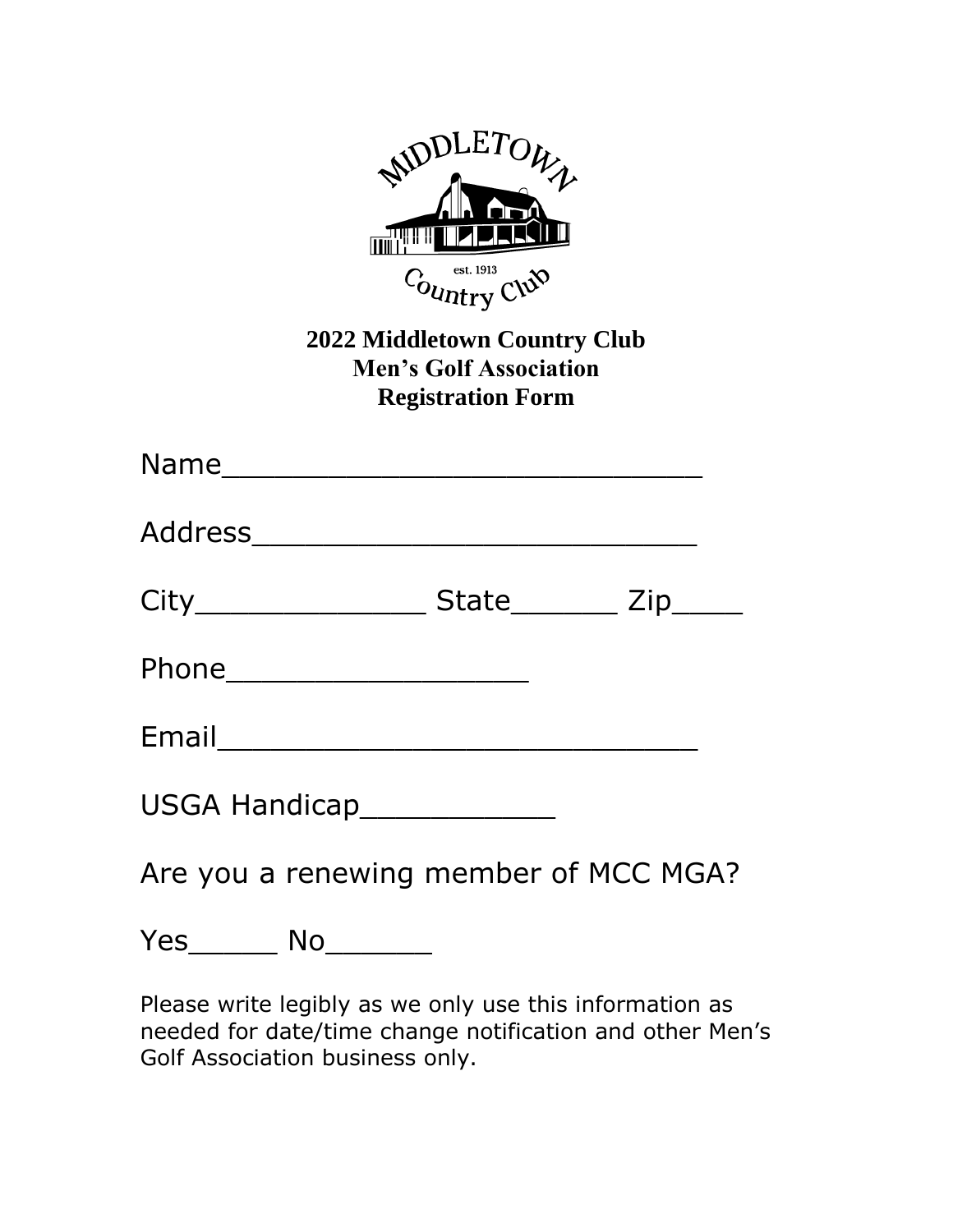**2022 Middletown Country Club**
**Men's Golf Association**
**Registration Form**

Name___________________________

Address_________________________

City_____________ State______ Zip____

Phone_________________

Email___________________________

USGA Handicap___________

Are you a renewing member of MCC MGA?

Yes_____ No______

Please write legibly as we only use this information as needed for date/time change notification and other Men's Golf Association business only.